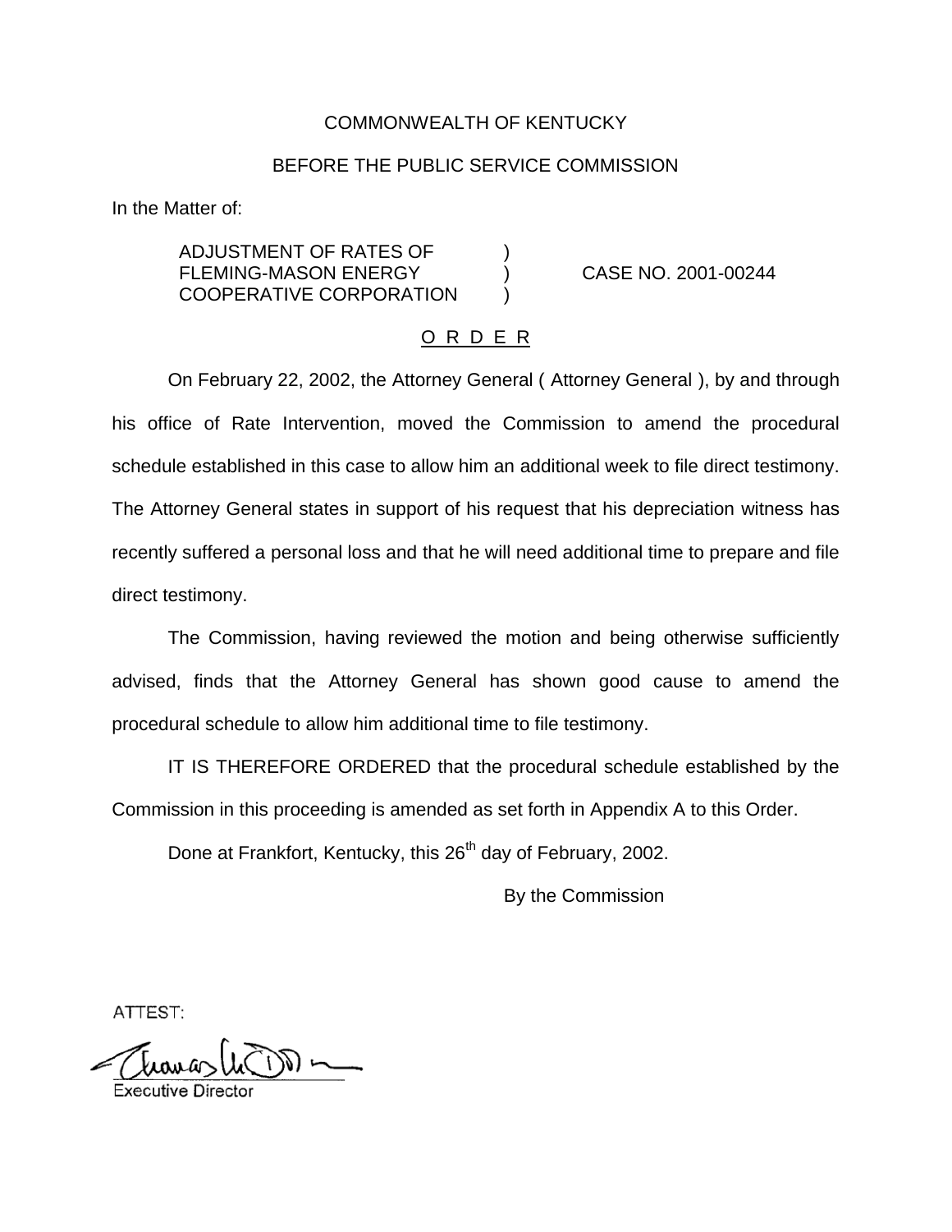COMMONWEALTH OF KENTUCKY

BEFORE THE PUBLIC SERVICE COMMISSION

In the Matter of:

ADJUSTMENT OF RATES OF FLEMING-MASON ENERGY COOPERATIVE CORPORATION ) CASE NO. 2001-00244

## O R D E R

On February 22, 2002, the Attorney General ( Attorney General ), by and through his office of Rate Intervention, moved the Commission to amend the procedural schedule established in this case to allow him an additional week to file direct testimony. The Attorney General states in support of his request that his depreciation witness has recently suffered a personal loss and that he will need additional time to prepare and file direct testimony.

The Commission, having reviewed the motion and being otherwise sufficiently advised, finds that the Attorney General has shown good cause to amend the procedural schedule to allow him additional time to file testimony.

IT IS THEREFORE ORDERED that the procedural schedule established by the Commission in this proceeding is amended as set forth in Appendix A to this Order.

Done at Frankfort, Kentucky, this 26th day of February, 2002.

By the Commission

ATTEST:

Executive Director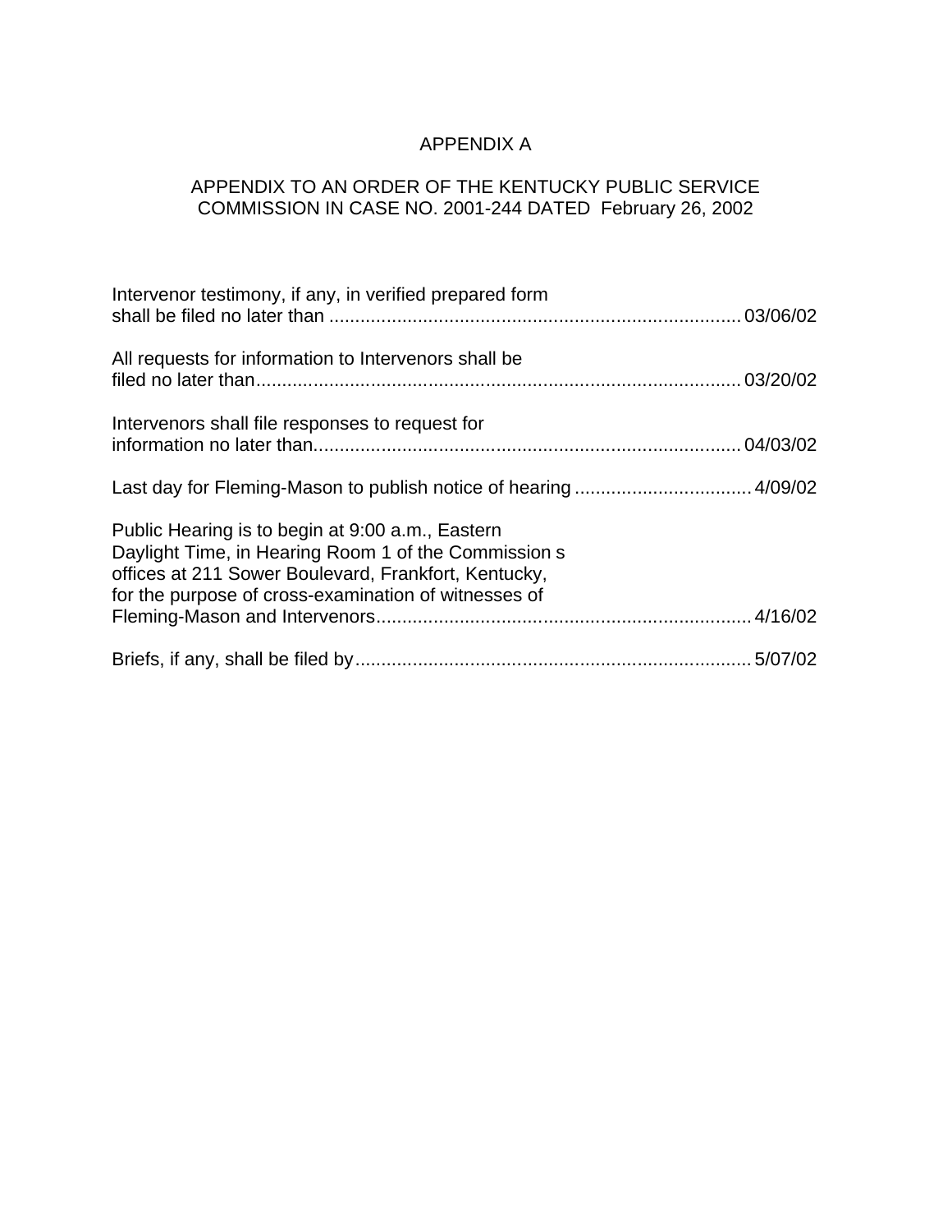# APPENDIX A

## APPENDIX TO AN ORDER OF THE KENTUCKY PUBLIC SERVICE COMMISSION IN CASE NO. 2001-244 DATED February 26, 2002

Intervenor testimony, if any, in verified prepared form shall be filed no later than ........................................................................... 03/06/02

All requests for information to Intervenors shall be filed no later than........................................................................................ 03/20/02

Intervenors shall file responses to request for information no later than................................................................................ 04/03/02

Last day for Fleming-Mason to publish notice of hearing ................................. 4/09/02

Public Hearing is to begin at 9:00 a.m., Eastern Daylight Time, in Hearing Room 1 of the Commission s offices at 211 Sower Boulevard, Frankfort, Kentucky, for the purpose of cross-examination of witnesses of Fleming-Mason and Intervenors....................................................................... 4/16/02

Briefs, if any, shall be filed by.......................................................................... 5/07/02